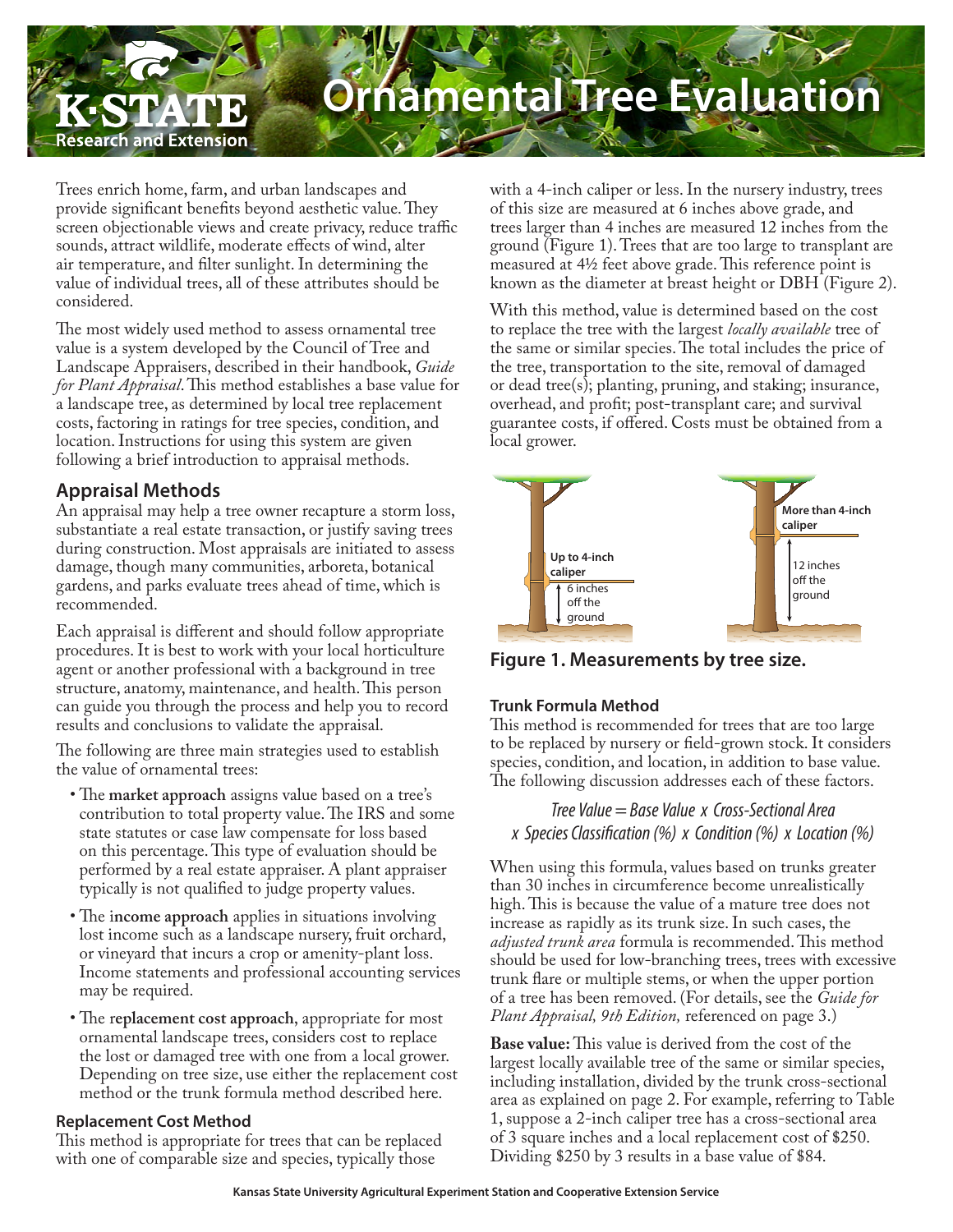# Ornamental Tree Evaluation

Trees enrich home, farm, and urban landscapes and provide significant benefits beyond aesthetic value. They screen objectionable views and create privacy, reduce traffic sounds, attract wildlife, moderate effects of wind, alter air temperature, and filter sunlight. In determining the value of individual trees, all of these attributes should be considered.

The most widely used method to assess ornamental tree value is a system developed by the Council of Tree and Landscape Appraisers, described in their handbook, *Guide for Plant Appraisal*. This method establishes a base value for a landscape tree, as determined by local tree replacement costs, factoring in ratings for tree species, condition, and location. Instructions for using this system are given following a brief introduction to appraisal methods.

## Appraisal Methods

An appraisal may help a tree owner recapture a storm loss, substantiate a real estate transaction, or justify saving trees during construction. Most appraisals are initiated to assess damage, though many communities, arboreta, botanical gardens, and parks evaluate trees ahead of time, which is recommended.

Each appraisal is different and should follow appropriate procedures. It is best to work with your local horticulture agent or another professional with a background in tree structure, anatomy, maintenance, and health. This person can guide you through the process and help you to record results and conclusions to validate the appraisal.

The following are three main strategies used to establish the value of ornamental trees:

- The **market approach** assigns value based on a tree's contribution to total property value. The IRS and some state statutes or case law compensate for loss based on this percentage. This type of evaluation should be performed by a real estate appraiser. A plant appraiser typically is not qualified to judge property values.
- The **income approach** applies in situations involving lost income such as a landscape nursery, fruit orchard, or vineyard that incurs a crop or amenity-plant loss. Income statements and professional accounting services may be required.
- The **replacement cost approach**, appropriate for most ornamental landscape trees, considers cost to replace the lost or damaged tree with one from a local grower. Depending on tree size, use either the replacement cost method or the trunk formula method described here.

### Replacement Cost Method

This method is appropriate for trees that can be replaced with one of comparable size and species, typically those with a 4-inch caliper or less. In the nursery industry, trees of this size are measured at 6 inches above grade, and trees larger than 4 inches are measured 12 inches from the ground (Figure 1). Trees that are too large to transplant are measured at 4½ feet above grade. This reference point is known as the diameter at breast height or DBH (Figure 2).

With this method, value is determined based on the cost to replace the tree with the largest *locally available* tree of the same or similar species. The total includes the price of the tree, transportation to the site, removal of damaged or dead tree(s); planting, pruning, and staking; insurance, overhead, and profit; post-transplant care; and survival guarantee costs, if offered. Costs must be obtained from a local grower.

Up to 4-inch caliper — 6 inches off the ground

More than 4-inch caliper — 12 inches off the ground

**Figure 1. Measurements by tree size.**

### Trunk Formula Method

This method is recommended for trees that are too large to be replaced by nursery or field-grown stock. It considers species, condition, and location, in addition to base value. The following discussion addresses each of these factors.

*Tree Value = Base Value x Cross-Sectional Area x Species Classification (%) x Condition (%) x Location (%)*

When using this formula, values based on trunks greater than 30 inches in circumference become unrealistically high. This is because the value of a mature tree does not increase as rapidly as its trunk size. In such cases, the *adjusted trunk area* formula is recommended. This method should be used for low-branching trees, trees with excessive trunk flare or multiple stems, or when the upper portion of a tree has been removed. (For details, see the *Guide for Plant Appraisal, 9th Edition,* referenced on page 3.)

**Base value:** This value is derived from the cost of the largest locally available tree of the same or similar species, including installation, divided by the trunk cross-sectional area as explained on page 2. For example, referring to Table 1, suppose a 2-inch caliper tree has a cross-sectional area of 3 square inches and a local replacement cost of $250. Dividing $250 by 3 results in a base value of $84.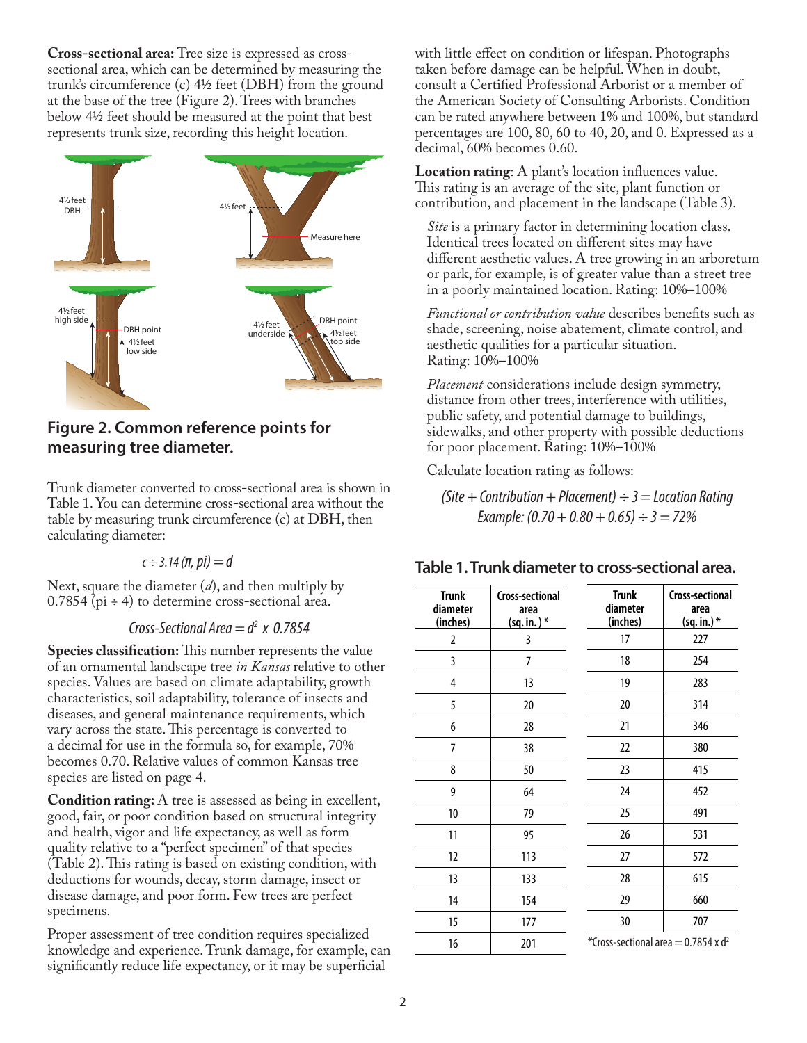**Cross-sectional area:** Tree size is expressed as cross-sectional area, which can be determined by measuring the trunk's circumference (c) 4½ feet (DBH) from the ground at the base of the tree (Figure 2). Trees with branches below 4½ feet should be measured at the point that best represents trunk size, recording this height location.

4½ feet DBH

4½ feet

Measure here

4½ feet high side

DBH point

4½ feet low side

4½ feet underside

DBH point

4½ feet top side

## Figure 2. Common reference points for measuring tree diameter.

Trunk diameter converted to cross-sectional area is shown in Table 1. You can determine cross-sectional area without the table by measuring trunk circumference (c) at DBH, then calculating diameter:

$$c \div 3.14\ (\pi,\ pi) = d$$

Next, square the diameter ($d$), and then multiply by 0.7854 (pi ÷ 4) to determine cross-sectional area.

$$\text{Cross-Sectional Area} = d^2 \times 0.7854$$

**Species classification:** This number represents the value of an ornamental landscape tree *in Kansas* relative to other species. Values are based on climate adaptability, growth characteristics, soil adaptability, tolerance of insects and diseases, and general maintenance requirements, which vary across the state. This percentage is converted to a decimal for use in the formula so, for example, 70% becomes 0.70. Relative values of common Kansas tree species are listed on page 4.

**Condition rating:** A tree is assessed as being in excellent, good, fair, or poor condition based on structural integrity and health, vigor and life expectancy, as well as form quality relative to a "perfect specimen" of that species (Table 2). This rating is based on existing condition, with deductions for wounds, decay, storm damage, insect or disease damage, and poor form. Few trees are perfect specimens.

Proper assessment of tree condition requires specialized knowledge and experience. Trunk damage, for example, can significantly reduce life expectancy, or it may be superficial with little effect on condition or lifespan. Photographs taken before damage can be helpful. When in doubt, consult a Certified Professional Arborist or a member of the American Society of Consulting Arborists. Condition can be rated anywhere between 1% and 100%, but standard percentages are 100, 80, 60 to 40, 20, and 0. Expressed as a decimal, 60% becomes 0.60.

**Location rating**: A plant's location influences value. This rating is an average of the site, plant function or contribution, and placement in the landscape (Table 3).

*Site* is a primary factor in determining location class. Identical trees located on different sites may have different aesthetic values. A tree growing in an arboretum or park, for example, is of greater value than a street tree in a poorly maintained location. Rating: 10%–100%

*Functional or contribution value* describes benefits such as shade, screening, noise abatement, climate control, and aesthetic qualities for a particular situation. Rating: 10%–100%

*Placement* considerations include design symmetry, distance from other trees, interference with utilities, public safety, and potential damage to buildings, sidewalks, and other property with possible deductions for poor placement. Rating: 10%–100%

Calculate location rating as follows:

$$(\text{Site} + \text{Contribution} + \text{Placement}) \div 3 = \text{Location Rating}$$

$$\text{Example: } (0.70 + 0.80 + 0.65) \div 3 = 72\%$$

## Table 1. Trunk diameter to cross-sectional area.

| Trunk diameter (inches) | Cross-sectional area (sq. in.) * | Trunk diameter (inches) | Cross-sectional area (sq. in.) * |
|---|---|---|---|
| 2 | 3 | 17 | 227 |
| 3 | 7 | 18 | 254 |
| 4 | 13 | 19 | 283 |
| 5 | 20 | 20 | 314 |
| 6 | 28 | 21 | 346 |
| 7 | 38 | 22 | 380 |
| 8 | 50 | 23 | 415 |
| 9 | 64 | 24 | 452 |
| 10 | 79 | 25 | 491 |
| 11 | 95 | 26 | 531 |
| 12 | 113 | 27 | 572 |
| 13 | 133 | 28 | 615 |
| 14 | 154 | 29 | 660 |
| 15 | 177 | 30 | 707 |
| 16 | 201 | | |

*Cross-sectional area = $0.7854 \times d^2$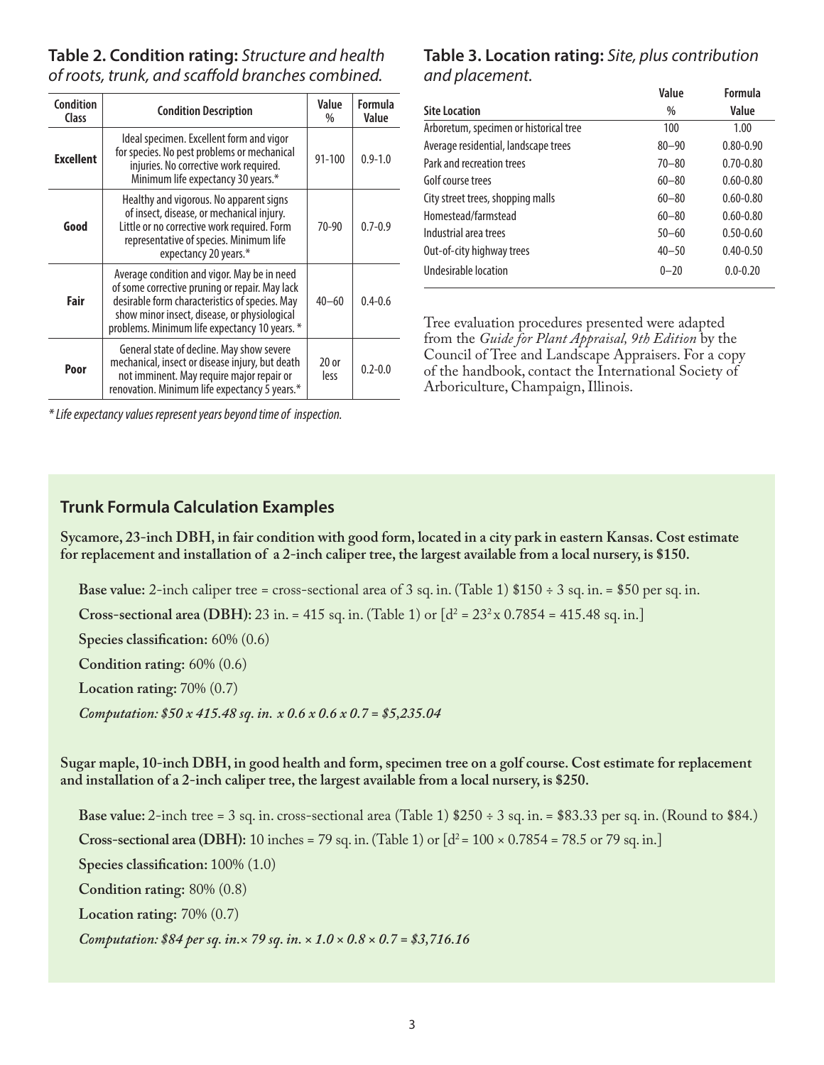**Table 2. Condition rating:** *Structure and health of roots, trunk, and scaffold branches combined.*

| Condition Class | Condition Description | Value % | Formula Value |
|---|---|---|---|
| **Excellent** | Ideal specimen. Excellent form and vigor for species. No pest problems or mechanical injuries. No corrective work required. Minimum life expectancy 30 years.* | 91-100 | 0.9-1.0 |
| **Good** | Healthy and vigorous. No apparent signs of insect, disease, or mechanical injury. Little or no corrective work required. Form representative of species. Minimum life expectancy 20 years.* | 70-90 | 0.7-0.9 |
| **Fair** | Average condition and vigor. May be in need of some corrective pruning or repair. May lack desirable form characteristics of species. May show minor insect, disease, or physiological problems. Minimum life expectancy 10 years. * | 40–60 | 0.4-0.6 |
| **Poor** | General state of decline. May show severe mechanical, insect or disease injury, but death not imminent. May require major repair or renovation. Minimum life expectancy 5 years.* | 20 or less | 0.2-0.0 |

*\* Life expectancy values represent years beyond time of inspection.*

**Table 3. Location rating:** *Site, plus contribution and placement.*

| Site Location | Value % | Formula Value |
|---|---|---|
| Arboretum, specimen or historical tree | 100 | 1.00 |
| Average residential, landscape trees | 80–90 | 0.80-0.90 |
| Park and recreation trees | 70–80 | 0.70-0.80 |
| Golf course trees | 60–80 | 0.60-0.80 |
| City street trees, shopping malls | 60–80 | 0.60-0.80 |
| Homestead/farmstead | 60–80 | 0.60-0.80 |
| Industrial area trees | 50–60 | 0.50-0.60 |
| Out-of-city highway trees | 40–50 | 0.40-0.50 |
| Undesirable location | 0–20 | 0.0-0.20 |

Tree evaluation procedures presented were adapted from the *Guide for Plant Appraisal, 9th Edition* by the Council of Tree and Landscape Appraisers. For a copy of the handbook, contact the International Society of Arboriculture, Champaign, Illinois.

## Trunk Formula Calculation Examples

**Sycamore, 23-inch DBH, in fair condition with good form, located in a city park in eastern Kansas. Cost estimate for replacement and installation of a 2-inch caliper tree, the largest available from a local nursery, is $150.**

**Base value:** 2-inch caliper tree = cross-sectional area of 3 sq. in. (Table 1) $150 ÷ 3 sq. in. = $50 per sq. in.

**Cross-sectional area (DBH):** 23 in. = 415 sq. in. (Table 1) or [$d^2 = 23^2 \times 0.7854 = 415.48$ sq. in.]

**Species classification:** 60% (0.6)

**Condition rating:** 60% (0.6)

**Location rating:** 70% (0.7)

*Computation: $50 x 415.48 sq. in. x 0.6 x 0.6 x 0.7 = $5,235.04*

**Sugar maple, 10-inch DBH, in good health and form, specimen tree on a golf course. Cost estimate for replacement and installation of a 2-inch caliper tree, the largest available from a local nursery, is $250.**

**Base value:** 2-inch tree = 3 sq. in. cross-sectional area (Table 1) $250 ÷ 3 sq. in. = $83.33 per sq. in. (Round to $84.)

**Cross-sectional area (DBH):** 10 inches = 79 sq. in. (Table 1) or [$d^2 = 100 \times 0.7854 = 78.5$ or 79 sq. in.]

**Species classification:** 100% (1.0)

**Condition rating:** 80% (0.8)

**Location rating:** 70% (0.7)

*Computation: $84 per sq. in.× 79 sq. in. × 1.0 × 0.8 × 0.7 = $3,716.16*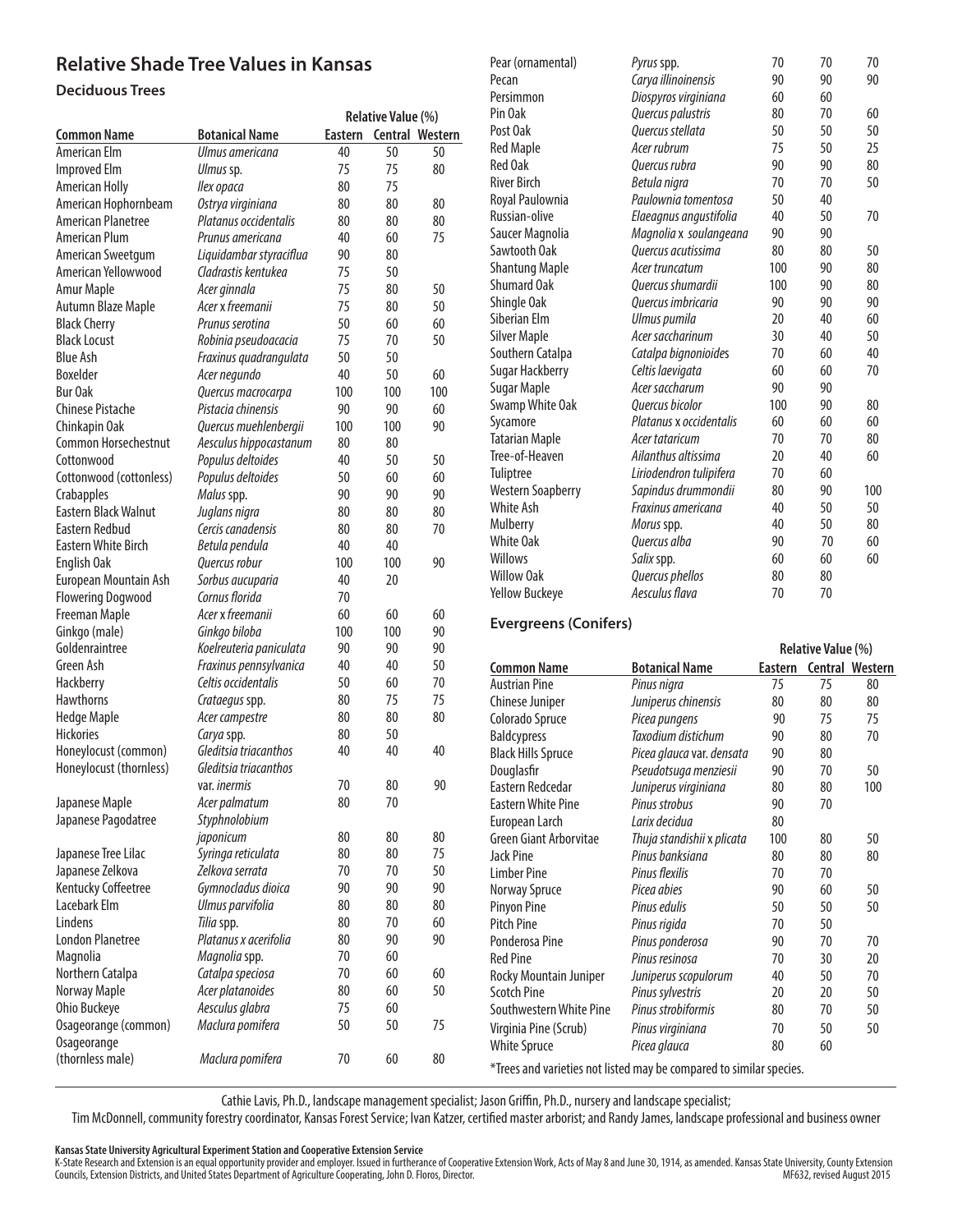## Relative Shade Tree Values in Kansas

### Deciduous Trees

| | | Relative Value (%) | | |
|---|---|---|---|---|
| **Common Name** | **Botanical Name** | **Eastern** | **Central** | **Western** |
| American Elm | *Ulmus americana* | 40 | 50 | 50 |
| Improved Elm | *Ulmus* sp. | 75 | 75 | 80 |
| American Holly | *Ilex opaca* | 80 | 75 | |
| American Hophornbeam | *Ostrya virginiana* | 80 | 80 | 80 |
| American Planetree | *Platanus occidentalis* | 80 | 80 | 80 |
| American Plum | *Prunus americana* | 40 | 60 | 75 |
| American Sweetgum | *Liquidambar styraciflua* | 90 | 80 | |
| American Yellowwood | *Cladrastis kentukea* | 75 | 50 | |
| Amur Maple | *Acer ginnala* | 75 | 80 | 50 |
| Autumn Blaze Maple | *Acer* x *freemanii* | 75 | 80 | 50 |
| Black Cherry | *Prunus serotina* | 50 | 60 | 60 |
| Black Locust | *Robinia pseudoacacia* | 75 | 70 | 50 |
| Blue Ash | *Fraxinus quadrangulata* | 50 | 50 | |
| Boxelder | *Acer negundo* | 40 | 50 | 60 |
| Bur Oak | *Quercus macrocarpa* | 100 | 100 | 100 |
| Chinese Pistache | *Pistacia chinensis* | 90 | 90 | 60 |
| Chinkapin Oak | *Quercus muehlenbergii* | 100 | 100 | 90 |
| Common Horsechestnut | *Aesculus hippocastanum* | 80 | 80 | |
| Cottonwood | *Populus deltoides* | 40 | 50 | 50 |
| Cottonwood (cottonless) | *Populus deltoides* | 50 | 60 | 60 |
| Crabapples | *Malus* spp. | 90 | 90 | 90 |
| Eastern Black Walnut | *Juglans nigra* | 80 | 80 | 80 |
| Eastern Redbud | *Cercis canadensis* | 80 | 80 | 70 |
| Eastern White Birch | *Betula pendula* | 40 | 40 | |
| English Oak | *Quercus robur* | 100 | 100 | 90 |
| European Mountain Ash | *Sorbus aucuparia* | 40 | 20 | |
| Flowering Dogwood | *Cornus florida* | 70 | | |
| Freeman Maple | *Acer* x *freemanii* | 60 | 60 | 60 |
| Ginkgo (male) | *Ginkgo biloba* | 100 | 100 | 90 |
| Goldenraintree | *Koelreuteria paniculata* | 90 | 90 | 90 |
| Green Ash | *Fraxinus pennsylvanica* | 40 | 40 | 50 |
| Hackberry | *Celtis occidentalis* | 50 | 60 | 70 |
| Hawthorns | *Crataegus* spp. | 80 | 75 | 75 |
| Hedge Maple | *Acer campestre* | 80 | 80 | 80 |
| Hickories | *Carya* spp. | 80 | 50 | |
| Honeylocust (common) | *Gleditsia triacanthos* | 40 | 40 | 40 |
| Honeylocust (thornless) | *Gleditsia triacanthos* var. *inermis* | 70 | 80 | 90 |
| Japanese Maple | *Acer palmatum* | 80 | 70 | |
| Japanese Pagodatree | *Styphnolobium japonicum* | 80 | 80 | 80 |
| Japanese Tree Lilac | *Syringa reticulata* | 80 | 80 | 75 |
| Japanese Zelkova | *Zelkova serrata* | 70 | 70 | 50 |
| Kentucky Coffeetree | *Gymnocladus dioica* | 90 | 90 | 90 |
| Lacebark Elm | *Ulmus parvifolia* | 80 | 80 | 80 |
| Lindens | *Tilia* spp. | 80 | 70 | 60 |
| London Planetree | *Platanus x acerifolia* | 80 | 90 | 90 |
| Magnolia | *Magnolia* spp. | 70 | 60 | |
| Northern Catalpa | *Catalpa speciosa* | 70 | 60 | 60 |
| Norway Maple | *Acer platanoides* | 80 | 60 | 50 |
| Ohio Buckeye | *Aesculus glabra* | 75 | 60 | |
| Osageorange (common) | *Maclura pomifera* | 50 | 50 | 75 |
| Osageorange (thornless male) | *Maclura pomifera* | 70 | 60 | 80 |
| Pear (ornamental) | *Pyrus* spp. | 70 | 70 | 70 |
| Pecan | *Carya illinoinensis* | 90 | 90 | 90 |
| Persimmon | *Diospyros virginiana* | 60 | 60 | |
| Pin Oak | *Quercus palustris* | 80 | 70 | 60 |
| Post Oak | *Quercus stellata* | 50 | 50 | 50 |
| Red Maple | *Acer rubrum* | 75 | 50 | 25 |
| Red Oak | *Quercus rubra* | 90 | 90 | 80 |
| River Birch | *Betula nigra* | 70 | 70 | 50 |
| Royal Paulownia | *Paulownia tomentosa* | 50 | 40 | |
| Russian-olive | *Elaeagnus angustifolia* | 40 | 50 | 70 |
| Saucer Magnolia | *Magnolia* x *soulangeana* | 90 | 90 | |
| Sawtooth Oak | *Quercus acutissima* | 80 | 80 | 50 |
| Shantung Maple | *Acer truncatum* | 100 | 90 | 80 |
| Shumard Oak | *Quercus shumardii* | 100 | 90 | 80 |
| Shingle Oak | *Quercus imbricaria* | 90 | 90 | 90 |
| Siberian Elm | *Ulmus pumila* | 20 | 40 | 60 |
| Silver Maple | *Acer saccharinum* | 30 | 40 | 50 |
| Southern Catalpa | *Catalpa bignonioides* | 70 | 60 | 40 |
| Sugar Hackberry | *Celtis laevigata* | 60 | 60 | 70 |
| Sugar Maple | *Acer saccharum* | 90 | 90 | |
| Swamp White Oak | *Quercus bicolor* | 100 | 90 | 80 |
| Sycamore | *Platanus x occidentalis* | 60 | 60 | 60 |
| Tatarian Maple | *Acer tataricum* | 70 | 70 | 80 |
| Tree-of-Heaven | *Ailanthus altissima* | 20 | 40 | 60 |
| Tuliptree | *Liriodendron tulipifera* | 70 | 60 | |
| Western Soapberry | *Sapindus drummondii* | 80 | 90 | 100 |
| White Ash | *Fraxinus americana* | 40 | 50 | 50 |
| Mulberry | *Morus* spp. | 40 | 50 | 80 |
| White Oak | *Quercus alba* | 90 | 70 | 60 |
| Willows | *Salix* spp. | 60 | 60 | 60 |
| Willow Oak | *Quercus phellos* | 80 | 80 | |
| Yellow Buckeye | *Aesculus flava* | 70 | 70 | |

### Evergreens (Conifers)

| | | Relative Value (%) | | |
|---|---|---|---|---|
| **Common Name** | **Botanical Name** | **Eastern** | **Central** | **Western** |
| Austrian Pine | *Pinus nigra* | 75 | 75 | 80 |
| Chinese Juniper | *Juniperus chinensis* | 80 | 80 | 80 |
| Colorado Spruce | *Picea pungens* | 90 | 75 | 75 |
| Baldcypress | *Taxodium distichum* | 90 | 80 | 70 |
| Black Hills Spruce | *Picea glauca var. densata* | 90 | 80 | |
| Douglasfir | *Pseudotsuga menziesii* | 90 | 70 | 50 |
| Eastern Redcedar | *Juniperus virginiana* | 80 | 80 | 100 |
| Eastern White Pine | *Pinus strobus* | 90 | 70 | |
| European Larch | *Larix decidua* | 80 | | |
| Green Giant Arborvitae | *Thuja standishii x plicata* | 100 | 80 | 50 |
| Jack Pine | *Pinus banksiana* | 80 | 80 | 80 |
| Limber Pine | *Pinus flexilis* | 70 | 70 | |
| Norway Spruce | *Picea abies* | 90 | 60 | 50 |
| Pinyon Pine | *Pinus edulis* | 50 | 50 | 50 |
| Pitch Pine | *Pinus rigida* | 70 | 50 | |
| Ponderosa Pine | *Pinus ponderosa* | 90 | 70 | 70 |
| Red Pine | *Pinus resinosa* | 70 | 30 | 20 |
| Rocky Mountain Juniper | *Juniperus scopulorum* | 40 | 50 | 70 |
| Scotch Pine | *Pinus sylvestris* | 20 | 20 | 50 |
| Southwestern White Pine | *Pinus strobiformis* | 80 | 70 | 50 |
| Virginia Pine (Scrub) | *Pinus virginiana* | 70 | 50 | 50 |
| White Spruce | *Picea glauca* | 80 | 60 | |

*Trees and varieties not listed may be compared to similar species.

Cathie Lavis, Ph.D., landscape management specialist; Jason Griffin, Ph.D., nursery and landscape specialist; Tim McDonnell, community forestry coordinator, Kansas Forest Service; Ivan Katzer, certified master arborist; and Randy James, landscape professional and business owner

**Kansas State University Agricultural Experiment Station and Cooperative Extension Service**

K-State Research and Extension is an equal opportunity provider and employer. Issued in furtherance of Cooperative Extension Work, Acts of May 8 and June 30, 1914, as amended. Kansas State University, County Extension Councils, Extension Districts, and United States Department of Agriculture Cooperating, John D. Floros, Director.

MF632, revised August 2015